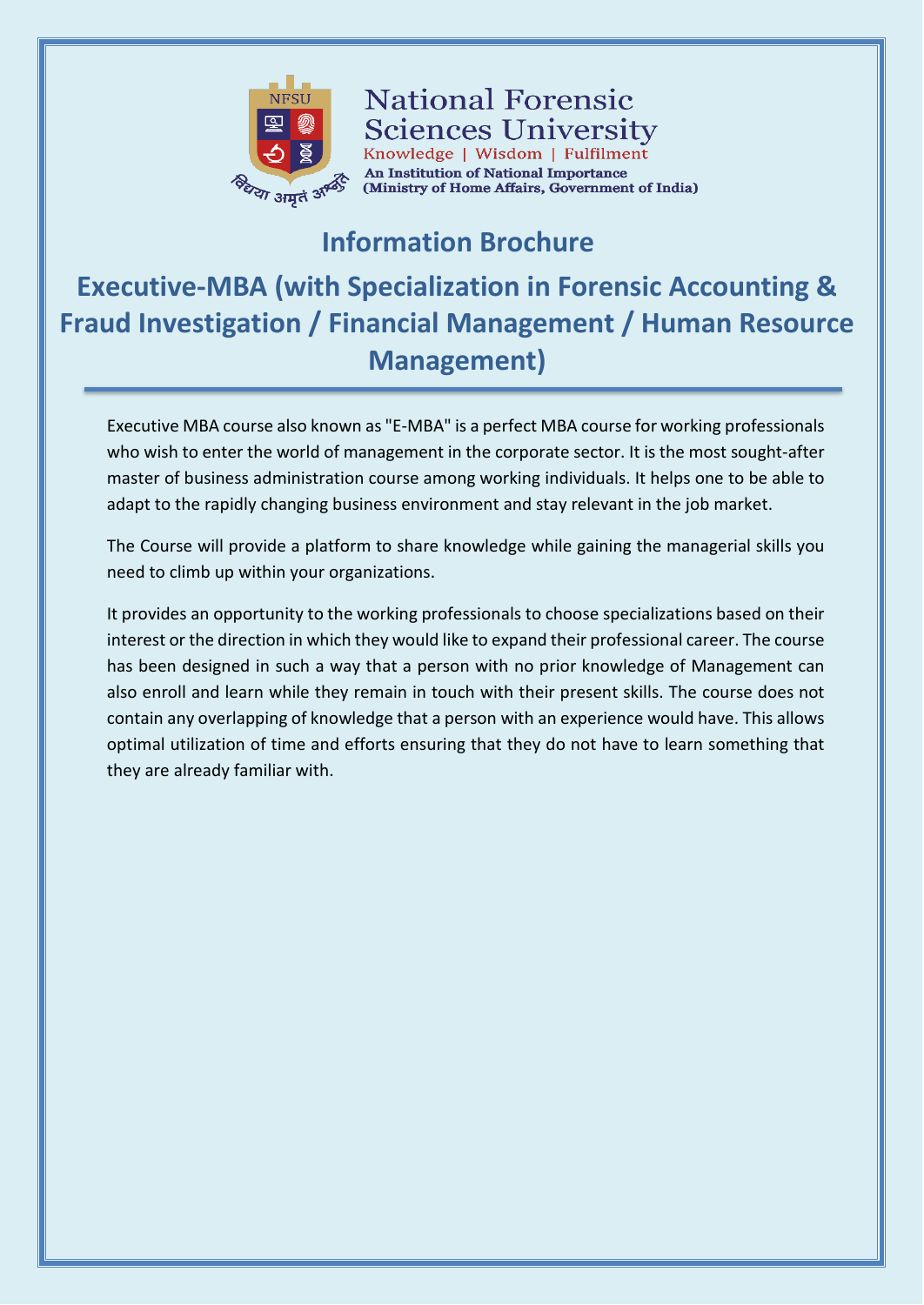National Forensic Sciences University

Knowledge | Wisdom | Fulfilment

An Institution of National Importance

(Ministry of Home Affairs, Government of India)

# Information Brochure

## Executive-MBA (with Specialization in Forensic Accounting & Fraud Investigation / Financial Management / Human Resource Management)

Executive MBA course also known as "E-MBA" is a perfect MBA course for working professionals who wish to enter the world of management in the corporate sector. It is the most sought-after master of business administration course among working individuals. It helps one to be able to adapt to the rapidly changing business environment and stay relevant in the job market.

The Course will provide a platform to share knowledge while gaining the managerial skills you need to climb up within your organizations.

It provides an opportunity to the working professionals to choose specializations based on their interest or the direction in which they would like to expand their professional career. The course has been designed in such a way that a person with no prior knowledge of Management can also enroll and learn while they remain in touch with their present skills. The course does not contain any overlapping of knowledge that a person with an experience would have. This allows optimal utilization of time and efforts ensuring that they do not have to learn something that they are already familiar with.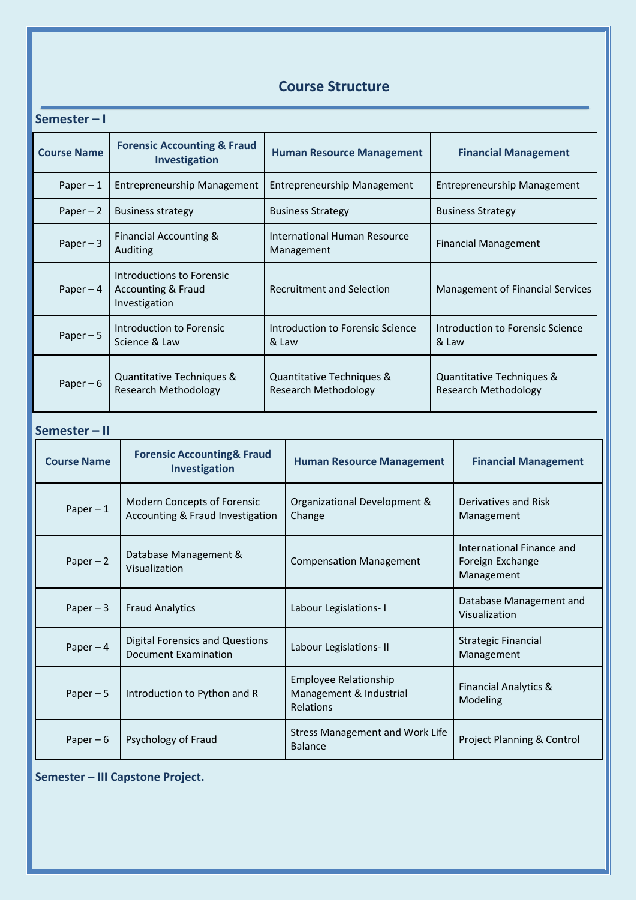# Course Structure

## Semester – I

| Course Name | Forensic Accounting & Fraud Investigation | Human Resource Management | Financial Management |
|---|---|---|---|
| Paper – 1 | Entrepreneurship Management | Entrepreneurship Management | Entrepreneurship Management |
| Paper – 2 | Business strategy | Business Strategy | Business Strategy |
| Paper – 3 | Financial Accounting & Auditing | International Human Resource Management | Financial Management |
| Paper – 4 | Introductions to Forensic Accounting & Fraud Investigation | Recruitment and Selection | Management of Financial Services |
| Paper – 5 | Introduction to Forensic Science & Law | Introduction to Forensic Science & Law | Introduction to Forensic Science & Law |
| Paper – 6 | Quantitative Techniques & Research Methodology | Quantitative Techniques & Research Methodology | Quantitative Techniques & Research Methodology |

## Semester – II

| Course Name | Forensic Accounting& Fraud Investigation | Human Resource Management | Financial Management |
|---|---|---|---|
| Paper – 1 | Modern Concepts of Forensic Accounting & Fraud Investigation | Organizational Development & Change | Derivatives and Risk Management |
| Paper – 2 | Database Management & Visualization | Compensation Management | International Finance and Foreign Exchange Management |
| Paper – 3 | Fraud Analytics | Labour Legislations- I | Database Management and Visualization |
| Paper – 4 | Digital Forensics and Questions Document Examination | Labour Legislations- II | Strategic Financial Management |
| Paper – 5 | Introduction to Python and R | Employee Relationship Management & Industrial Relations | Financial Analytics & Modeling |
| Paper – 6 | Psychology of Fraud | Stress Management and Work Life Balance | Project Planning & Control |

**Semester – III Capstone Project.**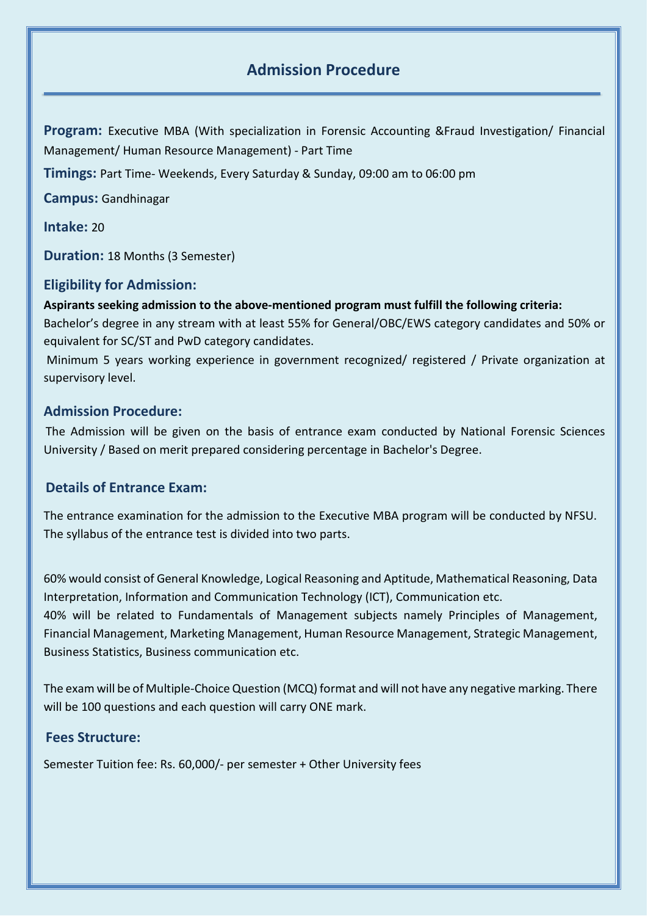# Admission Procedure

**Program:** Executive MBA (With specialization in Forensic Accounting &Fraud Investigation/ Financial Management/ Human Resource Management) - Part Time

**Timings:** Part Time- Weekends, Every Saturday & Sunday, 09:00 am to 06:00 pm

**Campus:** Gandhinagar

**Intake:** 20

**Duration:** 18 Months (3 Semester)

## Eligibility for Admission:

**Aspirants seeking admission to the above-mentioned program must fulfill the following criteria:**

Bachelor's degree in any stream with at least 55% for General/OBC/EWS category candidates and 50% or equivalent for SC/ST and PwD category candidates.

Minimum 5 years working experience in government recognized/ registered / Private organization at supervisory level.

## Admission Procedure:

The Admission will be given on the basis of entrance exam conducted by National Forensic Sciences University / Based on merit prepared considering percentage in Bachelor's Degree.

## Details of Entrance Exam:

The entrance examination for the admission to the Executive MBA program will be conducted by NFSU. The syllabus of the entrance test is divided into two parts.

60% would consist of General Knowledge, Logical Reasoning and Aptitude, Mathematical Reasoning, Data Interpretation, Information and Communication Technology (ICT), Communication etc.

40% will be related to Fundamentals of Management subjects namely Principles of Management, Financial Management, Marketing Management, Human Resource Management, Strategic Management, Business Statistics, Business communication etc.

The exam will be of Multiple-Choice Question (MCQ) format and will not have any negative marking. There will be 100 questions and each question will carry ONE mark.

## Fees Structure:

Semester Tuition fee: Rs. 60,000/- per semester + Other University fees